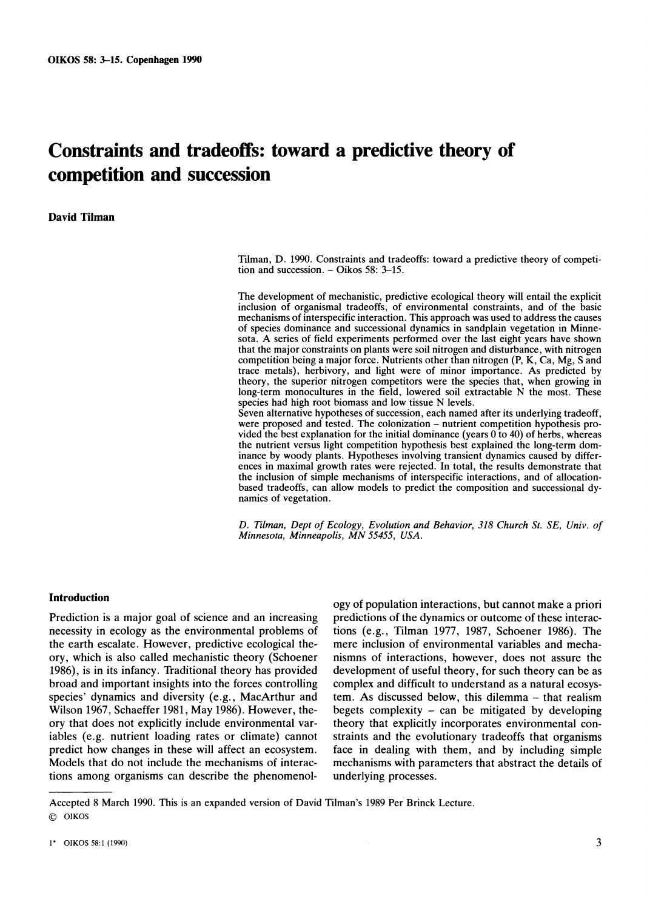# Constraints and tradeoffs: toward a predictive theory of competition and succession

**David Tilman**

Tilman, D. 1990. Constraints and tradeoffs: toward a predictive theory of competition and succession. – Oikos 58: 3–15.

The development of mechanistic, predictive ecological theory will entail the explicit inclusion of organismal tradeoffs, of environmental constraints, and of the basic mechanisms of interspecific interaction. This approach was used to address the causes of species dominance and successional dynamics in sandplain vegetation in Minnesota. A series of field experiments performed over the last eight years have shown that the major constraints on plants were soil nitrogen and disturbance, with nitrogen competition being a major force. Nutrients other than nitrogen (P, K, Ca, Mg, S and trace metals), herbivory, and light were of minor importance. As predicted by theory, the superior nitrogen competitors were the species that, when growing in long-term monocultures in the field, lowered soil extractable N the most. These species had high root biomass and low tissue N levels.
Seven alternative hypotheses of succession, each named after its underlying tradeoff, were proposed and tested. The colonization – nutrient competition hypothesis provided the best explanation for the initial dominance (years 0 to 40) of herbs, whereas the nutrient versus light competition hypothesis best explained the long-term dominance by woody plants. Hypotheses involving transient dynamics caused by differences in maximal growth rates were rejected. In total, the results demonstrate that the inclusion of simple mechanisms of interspecific interactions, and of allocation-based tradeoffs, can allow models to predict the composition and successional dynamics of vegetation.

*D. Tilman, Dept of Ecology, Evolution and Behavior, 318 Church St. SE, Univ. of Minnesota, Minneapolis, MN 55455, USA.*

## Introduction

Prediction is a major goal of science and an increasing necessity in ecology as the environmental problems of the earth escalate. However, predictive ecological theory, which is also called mechanistic theory (Schoener 1986), is in its infancy. Traditional theory has provided broad and important insights into the forces controlling species' dynamics and diversity (e.g., MacArthur and Wilson 1967, Schaeffer 1981, May 1986). However, theory that does not explicitly include environmental variables (e.g. nutrient loading rates or climate) cannot predict how changes in these will affect an ecosystem. Models that do not include the mechanisms of interactions among organisms can describe the phenomenology of population interactions, but cannot make a priori predictions of the dynamics or outcome of these interactions (e.g., Tilman 1977, 1987, Schoener 1986). The mere inclusion of environmental variables and mechanismns of interactions, however, does not assure the development of useful theory, for such theory can be as complex and difficult to understand as a natural ecosystem. As discussed below, this dilemma – that realism begets complexity – can be mitigated by developing theory that explicitly incorporates environmental constraints and the evolutionary tradeoffs that organisms face in dealing with them, and by including simple mechanisms with parameters that abstract the details of underlying processes.

Accepted 8 March 1990. This is an expanded version of David Tilman's 1989 Per Brinck Lecture.
© OIKOS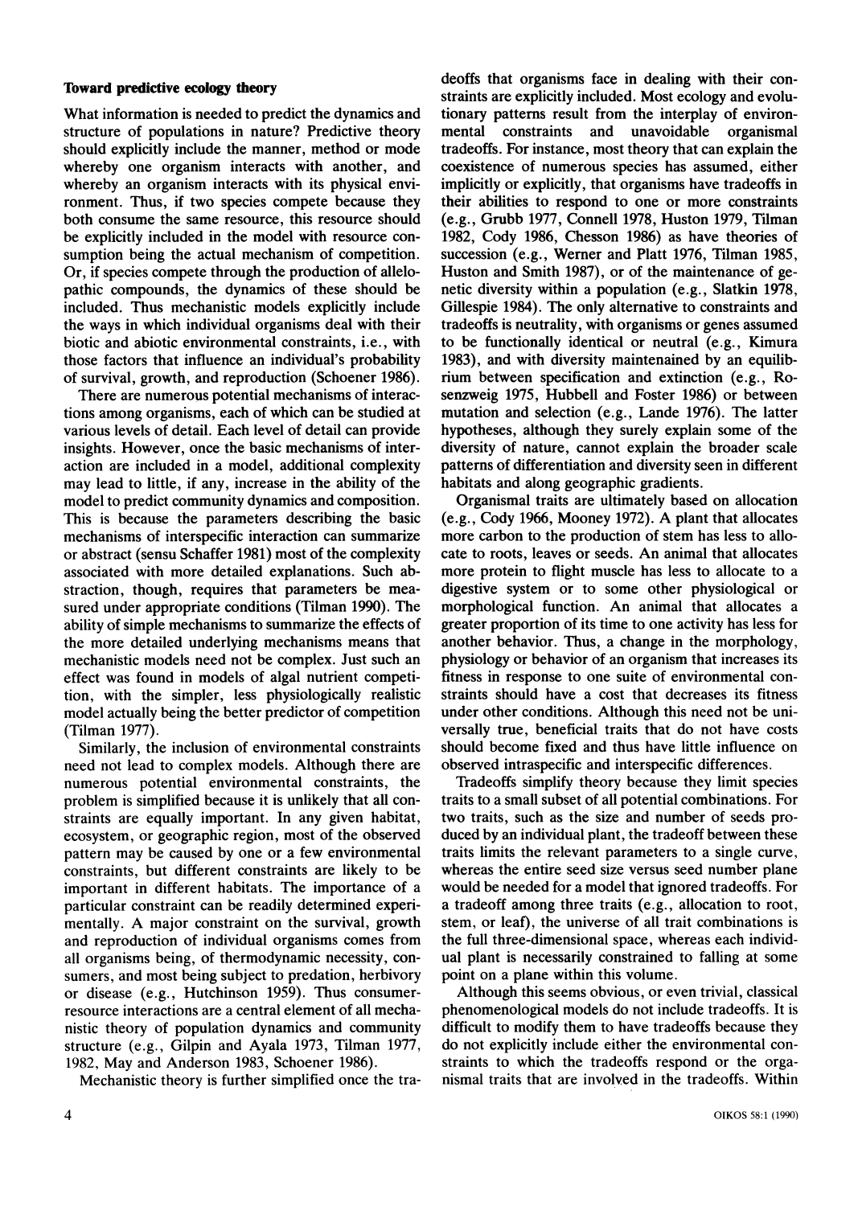### Toward predictive ecology theory

What information is needed to predict the dynamics and structure of populations in nature? Predictive theory should explicitly include the manner, method or mode whereby one organism interacts with another, and whereby an organism interacts with its physical environment. Thus, if two species compete because they both consume the same resource, this resource should be explicitly included in the model with resource consumption being the actual mechanism of competition. Or, if species compete through the production of allelopathic compounds, the dynamics of these should be included. Thus mechanistic models explicitly include the ways in which individual organisms deal with their biotic and abiotic environmental constraints, i.e., with those factors that influence an individual's probability of survival, growth, and reproduction (Schoener 1986).

There are numerous potential mechanisms of interactions among organisms, each of which can be studied at various levels of detail. Each level of detail can provide insights. However, once the basic mechanisms of interaction are included in a model, additional complexity may lead to little, if any, increase in the ability of the model to predict community dynamics and composition. This is because the parameters describing the basic mechanisms of interspecific interaction can summarize or abstract (sensu Schaffer 1981) most of the complexity associated with more detailed explanations. Such abstraction, though, requires that parameters be measured under appropriate conditions (Tilman 1990). The ability of simple mechanisms to summarize the effects of the more detailed underlying mechanisms means that mechanistic models need not be complex. Just such an effect was found in models of algal nutrient competition, with the simpler, less physiologically realistic model actually being the better predictor of competition (Tilman 1977).

Similarly, the inclusion of environmental constraints need not lead to complex models. Although there are numerous potential environmental constraints, the problem is simplified because it is unlikely that all constraints are equally important. In any given habitat, ecosystem, or geographic region, most of the observed pattern may be caused by one or a few environmental constraints, but different constraints are likely to be important in different habitats. The importance of a particular constraint can be readily determined experimentally. A major constraint on the survival, growth and reproduction of individual organisms comes from all organisms being, of thermodynamic necessity, consumers, and most being subject to predation, herbivory or disease (e.g., Hutchinson 1959). Thus consumer-resource interactions are a central element of all mechanistic theory of population dynamics and community structure (e.g., Gilpin and Ayala 1973, Tilman 1977, 1982, May and Anderson 1983, Schoener 1986).

Mechanistic theory is further simplified once the tradeoffs that organisms face in dealing with their constraints are explicitly included. Most ecology and evolutionary patterns result from the interplay of environmental constraints and unavoidable organismal tradeoffs. For instance, most theory that can explain the coexistence of numerous species has assumed, either implicitly or explicitly, that organisms have tradeoffs in their abilities to respond to one or more constraints (e.g., Grubb 1977, Connell 1978, Huston 1979, Tilman 1982, Cody 1986, Chesson 1986) as have theories of succession (e.g., Werner and Platt 1976, Tilman 1985, Huston and Smith 1987), or of the maintenance of genetic diversity within a population (e.g., Slatkin 1978, Gillespie 1984). The only alternative to constraints and tradeoffs is neutrality, with organisms or genes assumed to be functionally identical or neutral (e.g., Kimura 1983), and with diversity maintenained by an equilibrium between specification and extinction (e.g., Rosenzweig 1975, Hubbell and Foster 1986) or between mutation and selection (e.g., Lande 1976). The latter hypotheses, although they surely explain some of the diversity of nature, cannot explain the broader scale patterns of differentiation and diversity seen in different habitats and along geographic gradients.

Organismal traits are ultimately based on allocation (e.g., Cody 1966, Mooney 1972). A plant that allocates more carbon to the production of stem has less to allocate to roots, leaves or seeds. An animal that allocates more protein to flight muscle has less to allocate to a digestive system or to some other physiological or morphological function. An animal that allocates a greater proportion of its time to one activity has less for another behavior. Thus, a change in the morphology, physiology or behavior of an organism that increases its fitness in response to one suite of environmental constraints should have a cost that decreases its fitness under other conditions. Although this need not be universally true, beneficial traits that do not have costs should become fixed and thus have little influence on observed intraspecific and interspecific differences.

Tradeoffs simplify theory because they limit species traits to a small subset of all potential combinations. For two traits, such as the size and number of seeds produced by an individual plant, the tradeoff between these traits limits the relevant parameters to a single curve, whereas the entire seed size versus seed number plane would be needed for a model that ignored tradeoffs. For a tradeoff among three traits (e.g., allocation to root, stem, or leaf), the universe of all trait combinations is the full three-dimensional space, whereas each individual plant is necessarily constrained to falling at some point on a plane within this volume.

Although this seems obvious, or even trivial, classical phenomenological models do not include tradeoffs. It is difficult to modify them to have tradeoffs because they do not explicitly include either the environmental constraints to which the tradeoffs respond or the organismal traits that are involved in the tradeoffs. Within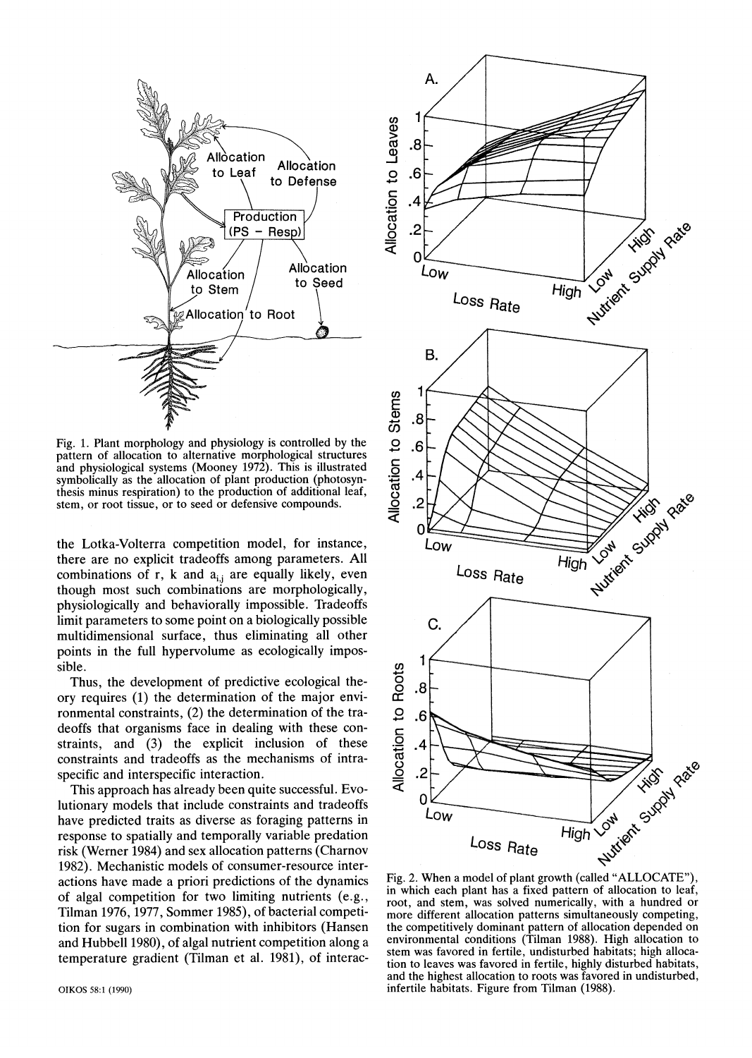Fig. 1. Plant morphology and physiology is controlled by the pattern of allocation to alternative morphological structures and physiological systems (Mooney 1972). This is illustrated symbolically as the allocation of plant production (photosynthesis minus respiration) to the production of additional leaf, stem, or root tissue, or to seed or defensive compounds.

the Lotka-Volterra competition model, for instance, there are no explicit tradeoffs among parameters. All combinations of r, k and $a_{i,j}$ are equally likely, even though most such combinations are morphologically, physiologically and behaviorally impossible. Tradeoffs limit parameters to some point on a biologically possible multidimensional surface, thus eliminating all other points in the full hypervolume as ecologically impossible.

Thus, the development of predictive ecological theory requires (1) the determination of the major environmental constraints, (2) the determination of the tradeoffs that organisms face in dealing with these constraints, and (3) the explicit inclusion of these constraints and tradeoffs as the mechanisms of intraspecific and interspecific interaction.

This approach has already been quite successful. Evolutionary models that include constraints and tradeoffs have predicted traits as diverse as foraging patterns in response to spatially and temporally variable predation risk (Werner 1984) and sex allocation patterns (Charnov 1982). Mechanistic models of consumer-resource interactions have made a priori predictions of the dynamics of algal competition for two limiting nutrients (e.g., Tilman 1976, 1977, Sommer 1985), of bacterial competition for sugars in combination with inhibitors (Hansen and Hubbell 1980), of algal nutrient competition along a temperature gradient (Tilman et al. 1981), of interac-

Fig. 2. When a model of plant growth (called "ALLOCATE"), in which each plant has a fixed pattern of allocation to leaf, root, and stem, was solved numerically, with a hundred or more different allocation patterns simultaneously competing, the competitively dominant pattern of allocation depended on environmental conditions (Tilman 1988). High allocation to stem was favored in fertile, undisturbed habitats; high allocation to leaves was favored in fertile, highly disturbed habitats, and the highest allocation to roots was favored in undisturbed, infertile habitats. Figure from Tilman (1988).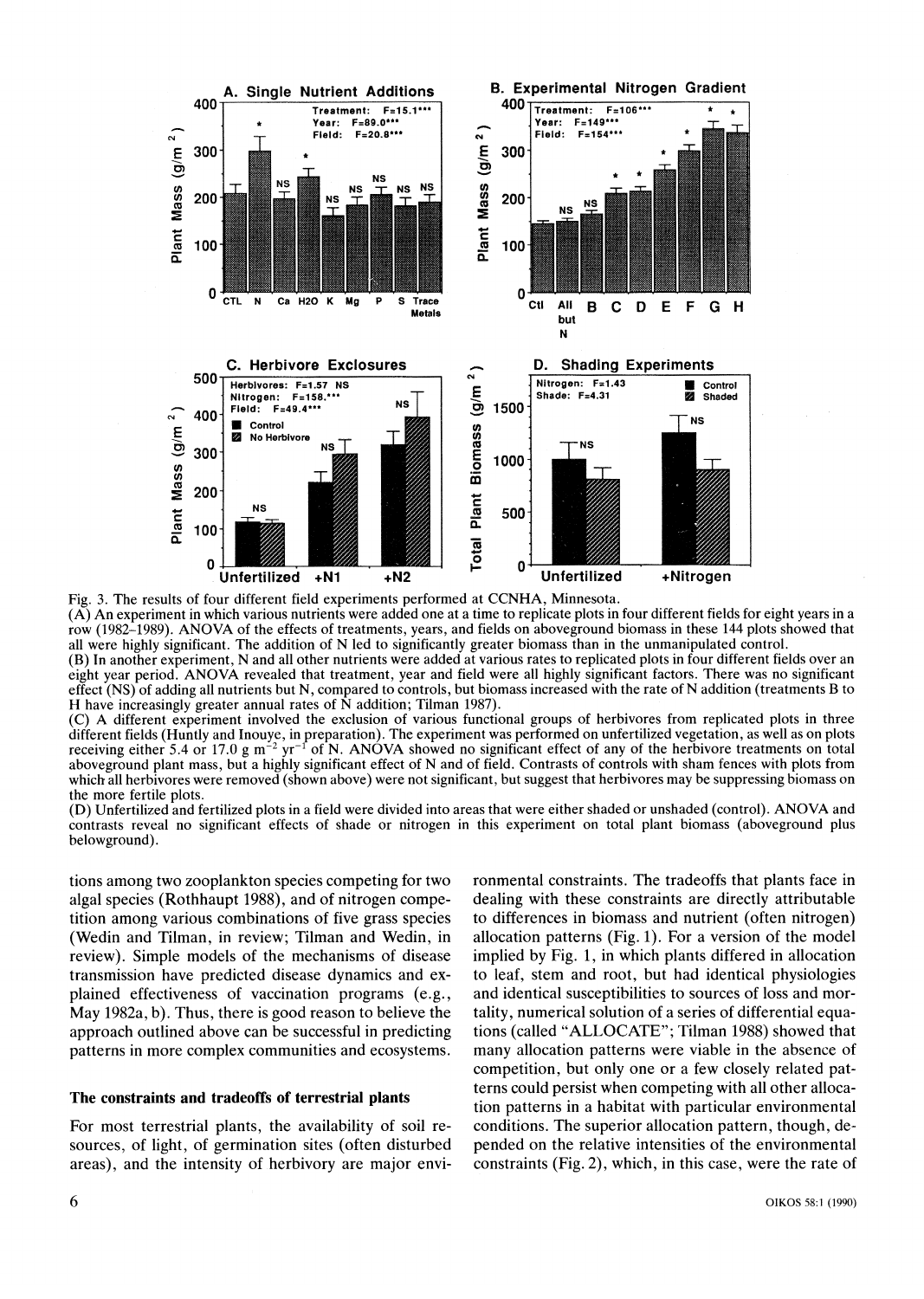Fig. 3. The results of four different field experiments performed at CCNHA, Minnesota.

(A) An experiment in which various nutrients were added one at a time to replicate plots in four different fields for eight years in a row (1982–1989). ANOVA of the effects of treatments, years, and fields on aboveground biomass in these 144 plots showed that all were highly significant. The addition of N led to significantly greater biomass than in the unmanipulated control.

(B) In another experiment, N and all other nutrients were added at various rates to replicated plots in four different fields over an eight year period. ANOVA revealed that treatment, year and field were all highly significant factors. There was no significant effect (NS) of adding all nutrients but N, compared to controls, but biomass increased with the rate of N addition (treatments B to H have increasingly greater annual rates of N addition; Tilman 1987).

(C) A different experiment involved the exclusion of various functional groups of herbivores from replicated plots in three different fields (Huntly and Inouye, in preparation). The experiment was performed on unfertilized vegetation, as well as on plots receiving either 5.4 or 17.0 g $m^{-2}$ $yr^{-1}$ of N. ANOVA showed no significant effect of any of the herbivore treatments on total aboveground plant mass, but a highly significant effect of N and of field. Contrasts of controls with sham fences with plots from which all herbivores were removed (shown above) were not significant, but suggest that herbivores may be suppressing biomass on the more fertile plots.

(D) Unfertilized and fertilized plots in a field were divided into areas that were either shaded or unshaded (control). ANOVA and contrasts reveal no significant effects of shade or nitrogen in this experiment on total plant biomass (aboveground plus belowground).

tions among two zooplankton species competing for two algal species (Rothhaupt 1988), and of nitrogen competition among various combinations of five grass species (Wedin and Tilman, in review; Tilman and Wedin, in review). Simple models of the mechanisms of disease transmission have predicted disease dynamics and explained effectiveness of vaccination programs (e.g., May 1982a, b). Thus, there is good reason to believe the approach outlined above can be successful in predicting patterns in more complex communities and ecosystems.

### The constraints and tradeoffs of terrestrial plants

For most terrestrial plants, the availability of soil resources, of light, of germination sites (often disturbed areas), and the intensity of herbivory are major environmental constraints. The tradeoffs that plants face in dealing with these constraints are directly attributable to differences in biomass and nutrient (often nitrogen) allocation patterns (Fig. 1). For a version of the model implied by Fig. 1, in which plants differed in allocation to leaf, stem and root, but had identical physiologies and identical susceptibilities to sources of loss and mortality, numerical solution of a series of differential equations (called "ALLOCATE"; Tilman 1988) showed that many allocation patterns were viable in the absence of competition, but only one or a few closely related patterns could persist when competing with all other allocation patterns in a habitat with particular environmental conditions. The superior allocation pattern, though, depended on the relative intensities of the environmental constraints (Fig. 2), which, in this case, were the rate of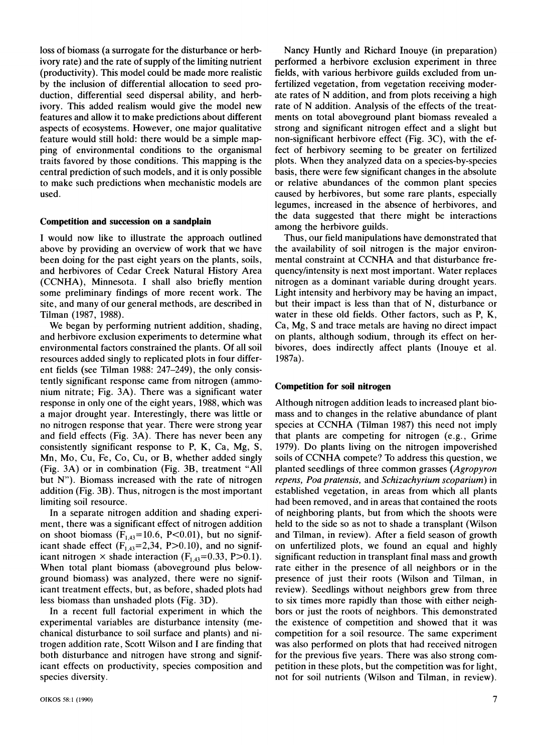loss of biomass (a surrogate for the disturbance or herbivory rate) and the rate of supply of the limiting nutrient (productivity). This model could be made more realistic by the inclusion of differential allocation to seed production, differential seed dispersal ability, and herbivory. This added realism would give the model new features and allow it to make predictions about different aspects of ecosystems. However, one major qualitative feature would still hold: there would be a simple mapping of environmental conditions to the organismal traits favored by those conditions. This mapping is the central prediction of such models, and it is only possible to make such predictions when mechanistic models are used.

### Competition and succession on a sandplain

I would now like to illustrate the approach outlined above by providing an overview of work that we have been doing for the past eight years on the plants, soils, and herbivores of Cedar Creek Natural History Area (CCNHA), Minnesota. I shall also briefly mention some preliminary findings of more recent work. The site, and many of our general methods, are described in Tilman (1987, 1988).

We began by performing nutrient addition, shading, and herbivore exclusion experiments to determine what environmental factors constrained the plants. Of all soil resources added singly to replicated plots in four different fields (see Tilman 1988: 247–249), the only consistently significant response came from nitrogen (ammonium nitrate; Fig. 3A). There was a significant water response in only one of the eight years, 1988, which was a major drought year. Interestingly, there was little or no nitrogen response that year. There were strong year and field effects (Fig. 3A). There has never been any consistently significant response to P, K, Ca, Mg, S, Mn, Mo, Cu, Fe, Co, Cu, or B, whether added singly (Fig. 3A) or in combination (Fig. 3B, treatment "All but N"). Biomass increased with the rate of nitrogen addition (Fig. 3B). Thus, nitrogen is the most important limiting soil resource.

In a separate nitrogen addition and shading experiment, there was a significant effect of nitrogen addition on shoot biomass ($F_{1,43}=10.6$, $P<0.01$), but no significant shade effect ($F_{1,43}=2{,}34$, $P>0.10$), and no significant nitrogen × shade interaction ($F_{1,43}=0.33$, $P>0.1$). When total plant biomass (aboveground plus belowground biomass) was analyzed, there were no significant treatment effects, but, as before, shaded plots had less biomass than unshaded plots (Fig. 3D).

In a recent full factorial experiment in which the experimental variables are disturbance intensity (mechanical disturbance to soil surface and plants) and nitrogen addition rate, Scott Wilson and I are finding that both disturbance and nitrogen have strong and significant effects on productivity, species composition and species diversity.

Nancy Huntly and Richard Inouye (in preparation) performed a herbivore exclusion experiment in three fields, with various herbivore guilds excluded from unfertilized vegetation, from vegetation receiving moderate rates of N addition, and from plots receiving a high rate of N addition. Analysis of the effects of the treatments on total aboveground plant biomass revealed a strong and significant nitrogen effect and a slight but non-significant herbivore effect (Fig. 3C), with the effect of herbivory seeming to be greater on fertilized plots. When they analyzed data on a species-by-species basis, there were few significant changes in the absolute or relative abundances of the common plant species caused by herbivores, but some rare plants, especially legumes, increased in the absence of herbivores, and the data suggested that there might be interactions among the herbivore guilds.

Thus, our field manipulations have demonstrated that the availability of soil nitrogen is the major environmental constraint at CCNHA and that disturbance frequency/intensity is next most important. Water replaces nitrogen as a dominant variable during drought years. Light intensity and herbivory may be having an impact, but their impact is less than that of N, disturbance or water in these old fields. Other factors, such as P, K, Ca, Mg, S and trace metals are having no direct impact on plants, although sodium, through its effect on herbivores, does indirectly affect plants (Inouye et al. 1987a).

### Competition for soil nitrogen

Although nitrogen addition leads to increased plant biomass and to changes in the relative abundance of plant species at CCNHA (Tilman 1987) this need not imply that plants are competing for nitrogen (e.g., Grime 1979). Do plants living on the nitrogen impoverished soils of CCNHA compete? To address this question, we planted seedlings of three common grasses (*Agropyron repens, Poa pratensis,* and *Schizachyrium scoparium*) in established vegetation, in areas from which all plants had been removed, and in areas that contained the roots of neighboring plants, but from which the shoots were held to the side so as not to shade a transplant (Wilson and Tilman, in review). After a field season of growth on unfertilized plots, we found an equal and highly significant reduction in transplant final mass and growth rate either in the presence of all neighbors or in the presence of just their roots (Wilson and Tilman, in review). Seedlings without neighbors grew from three to six times more rapidly than those with either neighbors or just the roots of neighbors. This demonstrated the existence of competition and showed that it was competition for a soil resource. The same experiment was also performed on plots that had received nitrogen for the previous five years. There was also strong competition in these plots, but the competition was for light, not for soil nutrients (Wilson and Tilman, in review).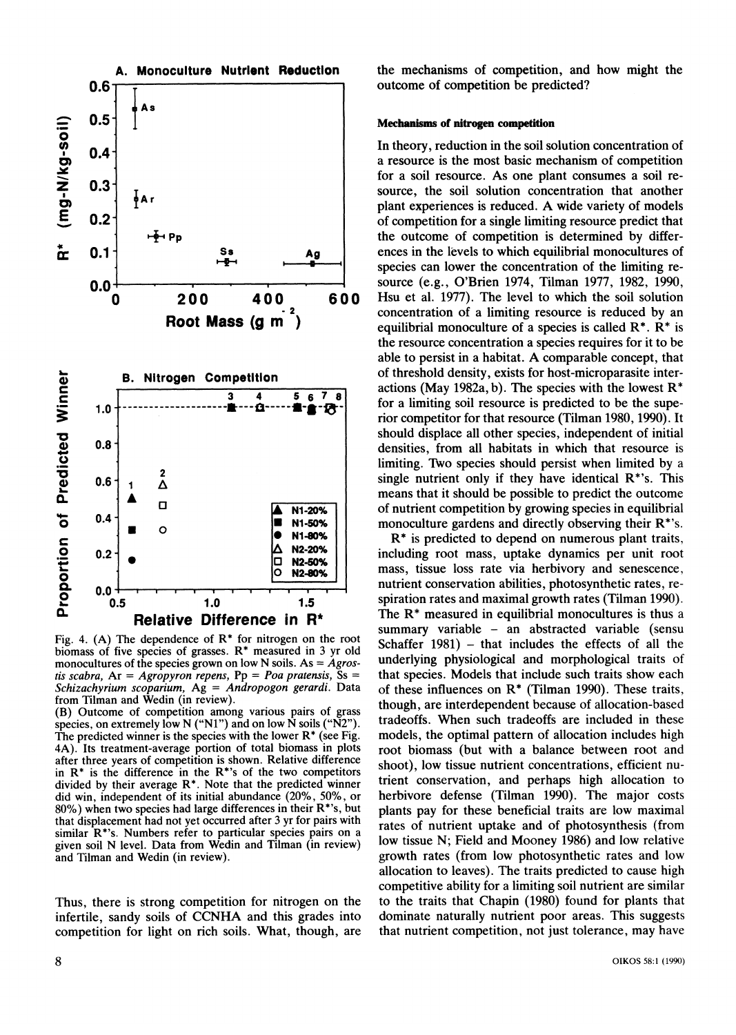Fig. 4. (A) The dependence of R* for nitrogen on the root biomass of five species of grasses. R* measured in 3 yr old monocultures of the species grown on low N soils. As = *Agrostis scabra*, Ar = *Agropyron repens*, Pp = *Poa pratensis*, Ss = *Schizachyrium scoparium*, Ag = *Andropogon gerardi*. Data from Tilman and Wedin (in review).
(B) Outcome of competition among various pairs of grass species, on extremely low N ("N1") and on low N soils ("N2"). The predicted winner is the species with the lower R* (see Fig. 4A). Its treatment-average portion of total biomass in plots after three years of competition is shown. Relative difference in R* is the difference in the R*'s of the two competitors divided by their average R*. Note that the predicted winner did win, independent of its initial abundance (20%, 50%, or 80%) when two species had large differences in their R*'s, but that displacement had not yet occurred after 3 yr for pairs with similar R*'s. Numbers refer to particular species pairs on a given soil N level. Data from Wedin and Tilman (in review) and Tilman and Wedin (in review).

Thus, there is strong competition for nitrogen on the infertile, sandy soils of CCNHA and this grades into competition for light on rich soils. What, though, are the mechanisms of competition, and how might the outcome of competition be predicted?

#### Mechanisms of nitrogen competition

In theory, reduction in the soil solution concentration of a resource is the most basic mechanism of competition for a soil resource. As one plant consumes a soil resource, the soil solution concentration that another plant experiences is reduced. A wide variety of models of competition for a single limiting resource predict that the outcome of competition is determined by differences in the levels to which equilibrial monocultures of species can lower the concentration of the limiting resource (e.g., O'Brien 1974, Tilman 1977, 1982, 1990, Hsu et al. 1977). The level to which the soil solution concentration of a limiting resource is reduced by an equilibrial monoculture of a species is called R*. R* is the resource concentration a species requires for it to be able to persist in a habitat. A comparable concept, that of threshold density, exists for host-microparasite interactions (May 1982a, b). The species with the lowest R* for a limiting soil resource is predicted to be the superior competitor for that resource (Tilman 1980, 1990). It should displace all other species, independent of initial densities, from all habitats in which that resource is limiting. Two species should persist when limited by a single nutrient only if they have identical R*'s. This means that it should be possible to predict the outcome of nutrient competition by growing species in equilibrial monoculture gardens and directly observing their R*'s.

R* is predicted to depend on numerous plant traits, including root mass, uptake dynamics per unit root mass, tissue loss rate via herbivory and senescence, nutrient conservation abilities, photosynthetic rates, respiration rates and maximal growth rates (Tilman 1990). The R* measured in equilibrial monocultures is thus a summary variable – an abstracted variable (sensu Schaffer 1981) – that includes the effects of all the underlying physiological and morphological traits of that species. Models that include such traits show each of these influences on R* (Tilman 1990). These traits, though, are interdependent because of allocation-based tradeoffs. When such tradeoffs are included in these models, the optimal pattern of allocation includes high root biomass (but with a balance between root and shoot), low tissue nutrient concentrations, efficient nutrient conservation, and perhaps high allocation to herbivore defense (Tilman 1990). The major costs plants pay for these beneficial traits are low maximal rates of nutrient uptake and of photosynthesis (from low tissue N; Field and Mooney 1986) and low relative growth rates (from low photosynthetic rates and low allocation to leaves). The traits predicted to cause high competitive ability for a limiting soil nutrient are similar to the traits that Chapin (1980) found for plants that dominate naturally nutrient poor areas. This suggests that nutrient competition, not just tolerance, may have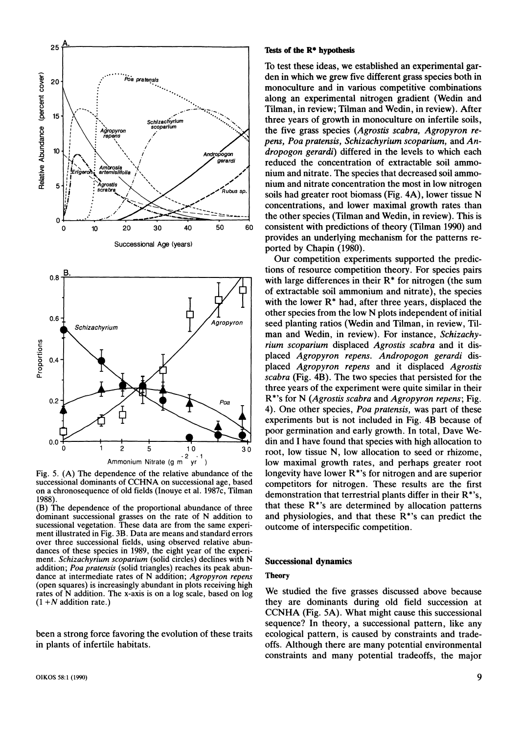Fig. 5. (A) The dependence of the relative abundance of the successional dominants of CCHNA on successional age, based on a chronosequence of old fields (Inouye et al. 1987c, Tilman 1988).
(B) The dependence of the proportional abundance of three dominant successional grasses on the rate of N addition to successional vegetation. These data are from the same experiment illustrated in Fig. 3B. Data are means and standard errors over three successional fields, using observed relative abundances of these species in 1989, the eight year of the experiment. *Schizachyrium scoparium* (solid circles) declines with N addition; *Poa pratensis* (solid triangles) reaches its peak abundance at intermediate rates of N addition; *Agropyron repens* (open squares) is increasingly abundant in plots receiving high rates of N addition. The x-axis is on a log scale, based on log $(1 + N$ addition rate.)

been a strong force favoring the evolution of these traits in plants of infertile habitats.

### Tests of the R* hypothesis

To test these ideas, we established an experimental garden in which we grew five different grass species both in monoculture and in various competitive combinations along an experimental nitrogen gradient (Wedin and Tilman, in review; Tilman and Wedin, in review). After three years of growth in monoculture on infertile soils, the five grass species (*Agrostis scabra, Agropyron repens, Poa pratensis, Schizachyrium scoparium,* and *Andropogon gerardi*) differed in the levels to which each reduced the concentration of extractable soil ammonium and nitrate. The species that decreased soil ammonium and nitrate concentration the most in low nitrogen soils had greater root biomass (Fig. 4A), lower tissue N concentrations, and lower maximal growth rates than the other species (Tilman and Wedin, in review). This is consistent with predictions of theory (Tilman 1990) and provides an underlying mechanism for the patterns reported by Chapin (1980).

Our competition experiments supported the predictions of resource competition theory. For species pairs with large differences in their R* for nitrogen (the sum of extractable soil ammonium and nitrate), the species with the lower R* had, after three years, displaced the other species from the low N plots independent of initial seed planting ratios (Wedin and Tilman, in review, Tilman and Wedin, in review). For instance, *Schizachyrium scoparium* displaced *Agrostis scabra* and it displaced *Agropyron repens*. *Andropogon gerardi* displaced *Agropyron repens* and it displaced *Agrostis scabra* (Fig. 4B). The two species that persisted for the three years of the experiment were quite similar in their R*'s for N (*Agrostis scabra* and *Agropyron repens*; Fig. 4). One other species, *Poa pratensis*, was part of these experiments but is not included in Fig. 4B because of poor germination and early growth. In total, Dave Wedin and I have found that species with high allocation to root, low tissue N, low allocation to seed or rhizome, low maximal growth rates, and perhaps greater root longevity have lower R*'s for nitrogen and are superior competitors for nitrogen. These results are the first demonstration that terrestrial plants differ in their R*'s, that these R*'s are determined by allocation patterns and physiologies, and that these R*'s can predict the outcome of interspecific competition.

## Successional dynamics

### Theory

We studied the five grasses discussed above because they are dominants during old field succession at CCNHA (Fig. 5A). What might cause this successional sequence? In theory, a successional pattern, like any ecological pattern, is caused by constraints and tradeoffs. Although there are many potential environmental constraints and many potential tradeoffs, the major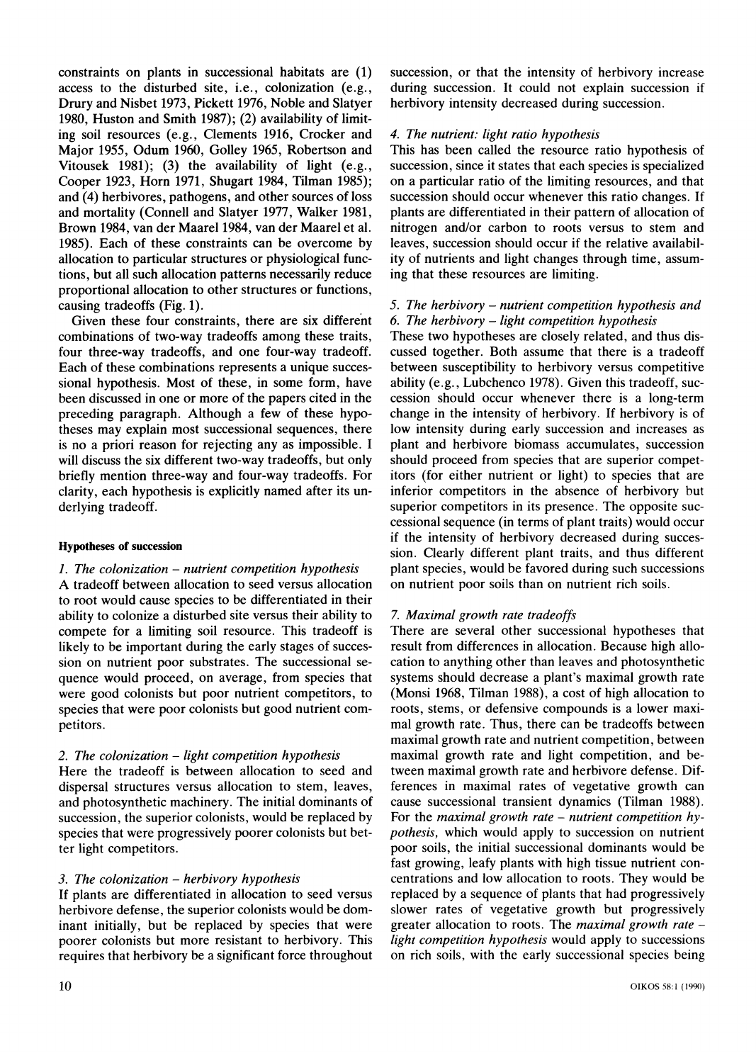constraints on plants in successional habitats are (1) access to the disturbed site, i.e., colonization (e.g., Drury and Nisbet 1973, Pickett 1976, Noble and Slatyer 1980, Huston and Smith 1987); (2) availability of limiting soil resources (e.g., Clements 1916, Crocker and Major 1955, Odum 1960, Golley 1965, Robertson and Vitousek 1981); (3) the availability of light (e.g., Cooper 1923, Horn 1971, Shugart 1984, Tilman 1985); and (4) herbivores, pathogens, and other sources of loss and mortality (Connell and Slatyer 1977, Walker 1981, Brown 1984, van der Maarel 1984, van der Maarel et al. 1985). Each of these constraints can be overcome by allocation to particular structures or physiological functions, but all such allocation patterns necessarily reduce proportional allocation to other structures or functions, causing tradeoffs (Fig. 1).

Given these four constraints, there are six different combinations of two-way tradeoffs among these traits, four three-way tradeoffs, and one four-way tradeoff. Each of these combinations represents a unique successional hypothesis. Most of these, in some form, have been discussed in one or more of the papers cited in the preceding paragraph. Although a few of these hypotheses may explain most successional sequences, there is no a priori reason for rejecting any as impossible. I will discuss the six different two-way tradeoffs, but only briefly mention three-way and four-way tradeoffs. For clarity, each hypothesis is explicitly named after its underlying tradeoff.

#### Hypotheses of succession

*1. The colonization – nutrient competition hypothesis*

A tradeoff between allocation to seed versus allocation to root would cause species to be differentiated in their ability to colonize a disturbed site versus their ability to compete for a limiting soil resource. This tradeoff is likely to be important during the early stages of succession on nutrient poor substrates. The successional sequence would proceed, on average, from species that were good colonists but poor nutrient competitors, to species that were poor colonists but good nutrient competitors.

*2. The colonization – light competition hypothesis*

Here the tradeoff is between allocation to seed and dispersal structures versus allocation to stem, leaves, and photosynthetic machinery. The initial dominants of succession, the superior colonists, would be replaced by species that were progressively poorer colonists but better light competitors.

*3. The colonization – herbivory hypothesis*

If plants are differentiated in allocation to seed versus herbivore defense, the superior colonists would be dominant initially, but be replaced by species that were poorer colonists but more resistant to herbivory. This requires that herbivory be a significant force throughout succession, or that the intensity of herbivory increase during succession. It could not explain succession if herbivory intensity decreased during succession.

*4. The nutrient: light ratio hypothesis*

This has been called the resource ratio hypothesis of succession, since it states that each species is specialized on a particular ratio of the limiting resources, and that succession should occur whenever this ratio changes. If plants are differentiated in their pattern of allocation of nitrogen and/or carbon to roots versus to stem and leaves, succession should occur if the relative availability of nutrients and light changes through time, assuming that these resources are limiting.

*5. The herbivory – nutrient competition hypothesis and 6. The herbivory – light competition hypothesis*

These two hypotheses are closely related, and thus discussed together. Both assume that there is a tradeoff between susceptibility to herbivory versus competitive ability (e.g., Lubchenco 1978). Given this tradeoff, succession should occur whenever there is a long-term change in the intensity of herbivory. If herbivory is of low intensity during early succession and increases as plant and herbivore biomass accumulates, succession should proceed from species that are superior competitors (for either nutrient or light) to species that are inferior competitors in the absence of herbivory but superior competitors in its presence. The opposite successional sequence (in terms of plant traits) would occur if the intensity of herbivory decreased during succession. Clearly different plant traits, and thus different plant species, would be favored during such successions on nutrient poor soils than on nutrient rich soils.

*7. Maximal growth rate tradeoffs*

There are several other successional hypotheses that result from differences in allocation. Because high allocation to anything other than leaves and photosynthetic systems should decrease a plant's maximal growth rate (Monsi 1968, Tilman 1988), a cost of high allocation to roots, stems, or defensive compounds is a lower maximal growth rate. Thus, there can be tradeoffs between maximal growth rate and nutrient competition, between maximal growth rate and light competition, and between maximal growth rate and herbivore defense. Differences in maximal rates of vegetative growth can cause successional transient dynamics (Tilman 1988). For the *maximal growth rate – nutrient competition hypothesis,* which would apply to succession on nutrient poor soils, the initial successional dominants would be fast growing, leafy plants with high tissue nutrient concentrations and low allocation to roots. They would be replaced by a sequence of plants that had progressively slower rates of vegetative growth but progressively greater allocation to roots. The *maximal growth rate – light competition hypothesis* would apply to successions on rich soils, with the early successional species being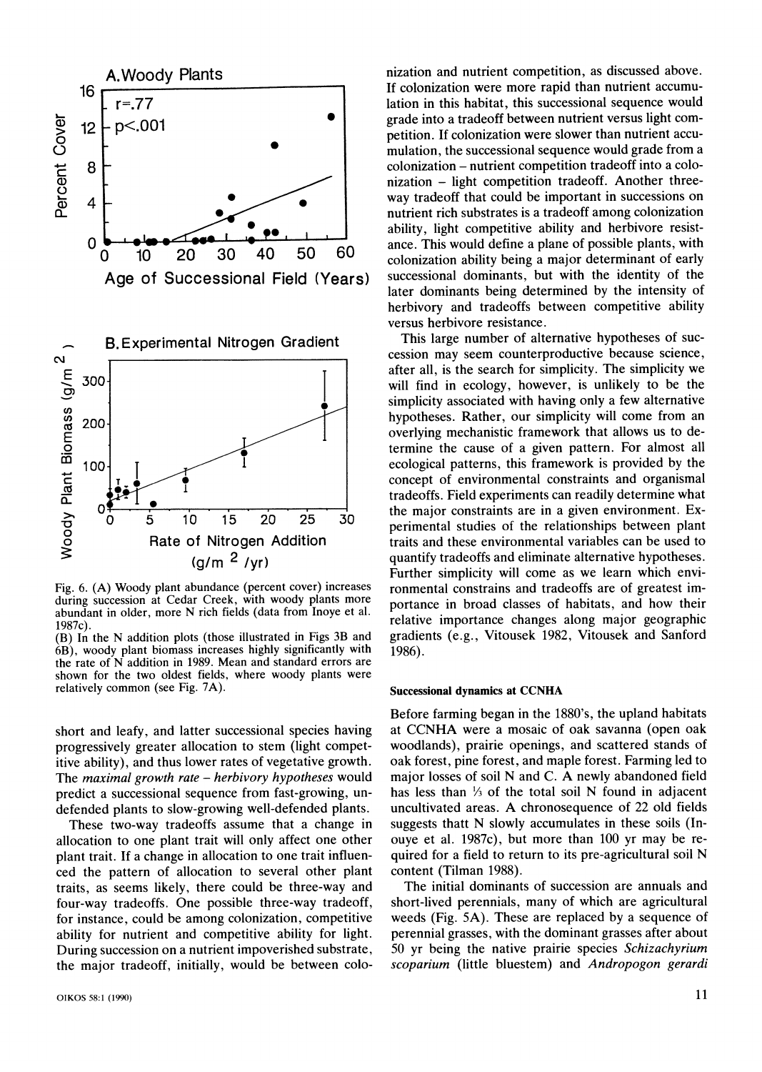Fig. 6. (A) Woody plant abundance (percent cover) increases during succession at Cedar Creek, with woody plants more abundant in older, more N rich fields (data from Inoye et al. 1987c).
(B) In the N addition plots (those illustrated in Figs 3B and 6B), woody plant biomass increases highly significantly with the rate of N addition in 1989. Mean and standard errors are shown for the two oldest fields, where woody plants were relatively common (see Fig. 7A).

short and leafy, and latter successional species having progressively greater allocation to stem (light competitive ability), and thus lower rates of vegetative growth. The *maximal growth rate – herbivory hypotheses* would predict a successional sequence from fast-growing, undefended plants to slow-growing well-defended plants.

These two-way tradeoffs assume that a change in allocation to one plant trait will only affect one other plant trait. If a change in allocation to one trait influenced the pattern of allocation to several other plant traits, as seems likely, there could be three-way and four-way tradeoffs. One possible three-way tradeoff, for instance, could be among colonization, competitive ability for nutrient and competitive ability for light. During succession on a nutrient impoverished substrate, the major tradeoff, initially, would be between colonization and nutrient competition, as discussed above. If colonization were more rapid than nutrient accumulation in this habitat, this successional sequence would grade into a tradeoff between nutrient versus light competition. If colonization were slower than nutrient accumulation, the successional sequence would grade from a colonization – nutrient competition tradeoff into a colonization – light competition tradeoff. Another three-way tradeoff that could be important in successions on nutrient rich substrates is a tradeoff among colonization ability, light competitive ability and herbivore resistance. This would define a plane of possible plants, with colonization ability being a major determinant of early successional dominants, but with the identity of the later dominants being determined by the intensity of herbivory and tradeoffs between competitive ability versus herbivore resistance.

This large number of alternative hypotheses of succession may seem counterproductive because science, after all, is the search for simplicity. The simplicity we will find in ecology, however, is unlikely to be the simplicity associated with having only a few alternative hypotheses. Rather, our simplicity will come from an overlying mechanistic framework that allows us to determine the cause of a given pattern. For almost all ecological patterns, this framework is provided by the concept of environmental constraints and organismal tradeoffs. Field experiments can readily determine what the major constraints are in a given environment. Experimental studies of the relationships between plant traits and these environmental variables can be used to quantify tradeoffs and eliminate alternative hypotheses. Further simplicity will come as we learn which environmental constrains and tradeoffs are of greatest importance in broad classes of habitats, and how their relative importance changes along major geographic gradients (e.g., Vitousek 1982, Vitousek and Sanford 1986).

#### Successional dynamics at CCNHA

Before farming began in the 1880's, the upland habitats at CCNHA were a mosaic of oak savanna (open oak woodlands), prairie openings, and scattered stands of oak forest, pine forest, and maple forest. Farming led to major losses of soil N and C. A newly abandoned field has less than ⅓ of the total soil N found in adjacent uncultivated areas. A chronosequence of 22 old fields suggests thatt N slowly accumulates in these soils (Inouye et al. 1987c), but more than 100 yr may be required for a field to return to its pre-agricultural soil N content (Tilman 1988).

The initial dominants of succession are annuals and short-lived perennials, many of which are agricultural weeds (Fig. 5A). These are replaced by a sequence of perennial grasses, with the dominant grasses after about 50 yr being the native prairie species *Schizachyrium scoparium* (little bluestem) and *Andropogon gerardi*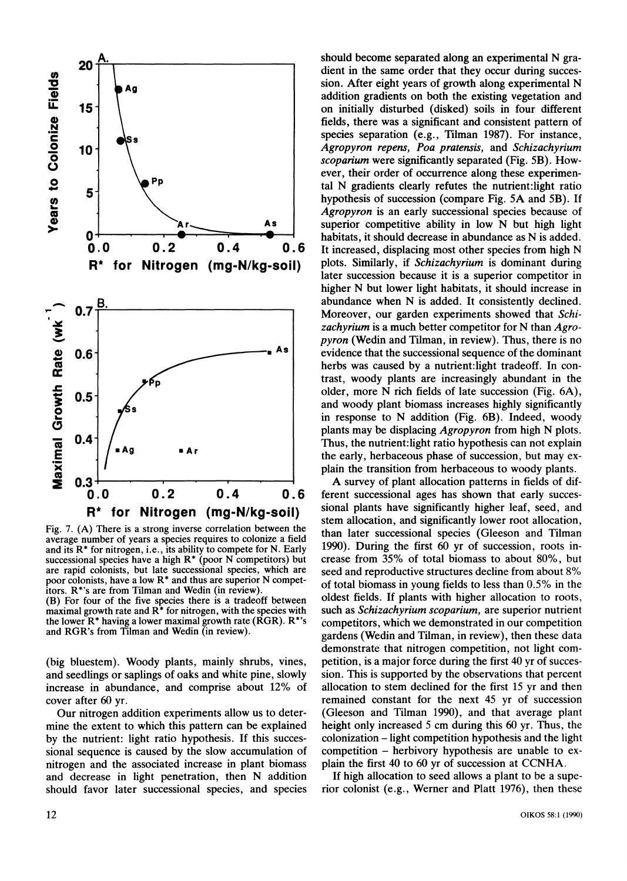Fig. 7. (A) There is a strong inverse correlation between the average number of years a species requires to colonize a field and its R* for nitrogen, i.e., its ability to compete for N. Early successional species have a high R* (poor N competitors) but are rapid colonists, but late successional species, which are poor colonists, have a low R* and thus are superior N competitors. R*'s are from Tilman and Wedin (in review).
(B) For four of the five species there is a tradeoff between maximal growth rate and R* for nitrogen, with the species with the lower R* having a lower maximal growth rate (RGR). R*'s and RGR's from Tilman and Wedin (in review).

(big bluestem). Woody plants, mainly shrubs, vines, and seedlings or saplings of oaks and white pine, slowly increase in abundance, and comprise about 12% of cover after 60 yr.

Our nitrogen addition experiments allow us to determine the extent to which this pattern can be explained by the nutrient: light ratio hypothesis. If this successional sequence is caused by the slow accumulation of nitrogen and the associated increase in plant biomass and decrease in light penetration, then N addition should favor later successional species, and species should become separated along an experimental N gradient in the same order that they occur during succession. After eight years of growth along experimental N addition gradients on both the existing vegetation and on initially disturbed (disked) soils in four different fields, there was a significant and consistent pattern of species separation (e.g., Tilman 1987). For instance, *Agropyron repens, Poa pratensis,* and *Schizachyrium scoparium* were significantly separated (Fig. 5B). However, their order of occurrence along these experimental N gradients clearly refutes the nutrient:light ratio hypothesis of succession (compare Fig. 5A and 5B). If *Agropyron* is an early successional species because of superior competitive ability in low N but high light habitats, it should decrease in abundance as N is added. It increased, displacing most other species from high N plots. Similarly, if *Schizachyrium* is dominant during later succession because it is a superior competitor in higher N but lower light habitats, it should increase in abundance when N is added. It consistently declined. Moreover, our garden experiments showed that *Schizachyrium* is a much better competitor for N than *Agropyron* (Wedin and Tilman, in review). Thus, there is no evidence that the successional sequence of the dominant herbs was caused by a nutrient:light tradeoff. In contrast, woody plants are increasingly abundant in the older, more N rich fields of late succession (Fig. 6A), and woody plant biomass increases highly significantly in response to N addition (Fig. 6B). Indeed, woody plants may be displacing *Agropyron* from high N plots. Thus, the nutrient:light ratio hypothesis can not explain the early, herbaceous phase of succession, but may explain the transition from herbaceous to woody plants.

A survey of plant allocation patterns in fields of different successional ages has shown that early successional plants have significantly higher leaf, seed, and stem allocation, and significantly lower root allocation, than later successional species (Gleeson and Tilman 1990). During the first 60 yr of succession, roots increase from 35% of total biomass to about 80%, but seed and reproductive structures decline from about 8% of total biomass in young fields to less than 0.5% in the oldest fields. If plants with higher allocation to roots, such as *Schizachyrium scoparium,* are superior nutrient competitors, which we demonstrated in our competition gardens (Wedin and Tilman, in review), then these data demonstrate that nitrogen competition, not light competition, is a major force during the first 40 yr of succession. This is supported by the observations that percent allocation to stem declined for the first 15 yr and then remained constant for the next 45 yr of succession (Gleeson and Tilman 1990), and that average plant height only increased 5 cm during this 60 yr. Thus, the colonization – light competition hypothesis and the light competition – herbivory hypothesis are unable to explain the first 40 to 60 yr of succession at CCNHA.

If high allocation to seed allows a plant to be a superior colonist (e.g., Werner and Platt 1976), then these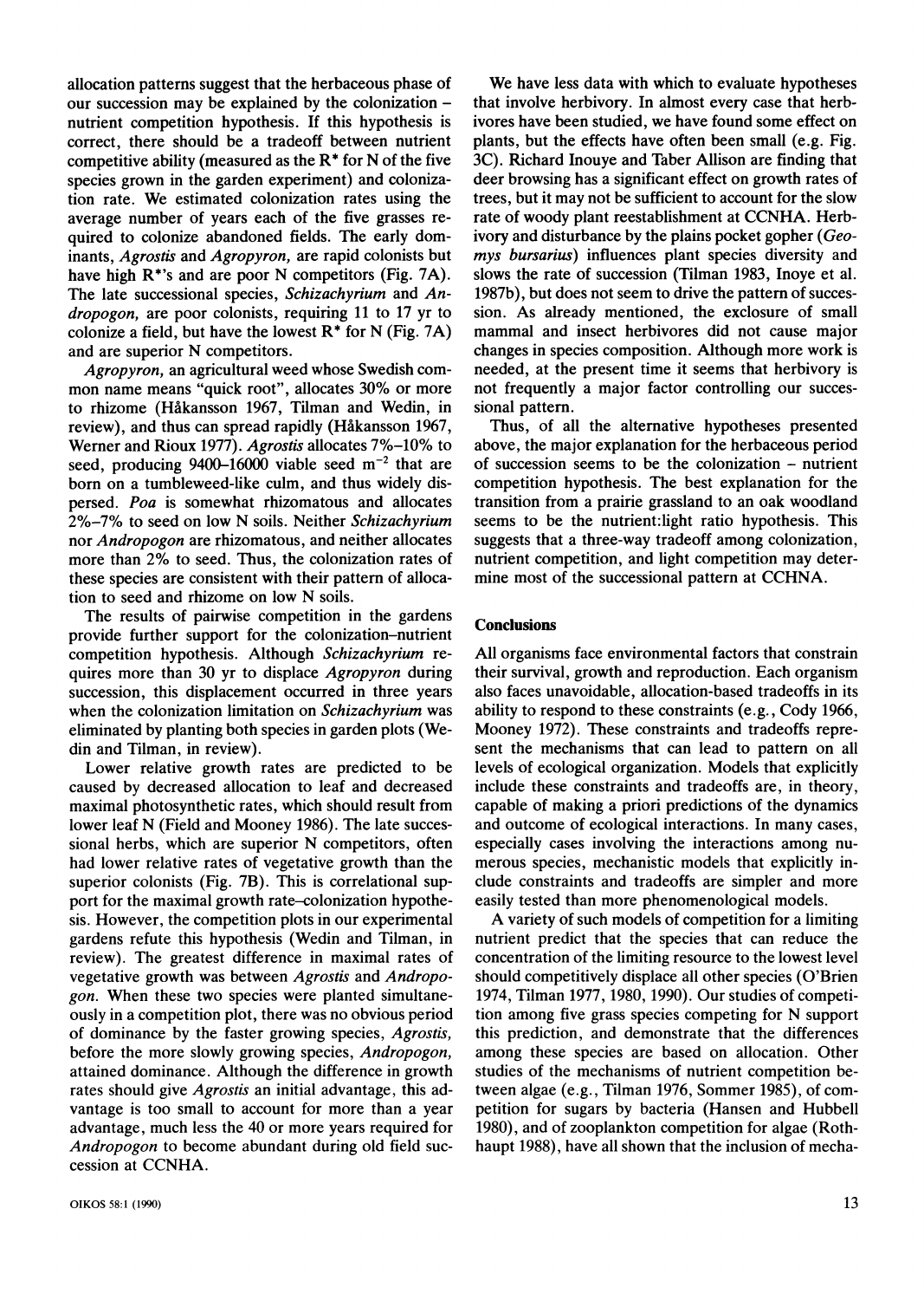allocation patterns suggest that the herbaceous phase of our succession may be explained by the colonization – nutrient competition hypothesis. If this hypothesis is correct, there should be a tradeoff between nutrient competitive ability (measured as the R* for N of the five species grown in the garden experiment) and colonization rate. We estimated colonization rates using the average number of years each of the five grasses required to colonize abandoned fields. The early dominants, *Agrostis* and *Agropyron*, are rapid colonists but have high R*'s and are poor N competitors (Fig. 7A). The late successional species, *Schizachyrium* and *Andropogon*, are poor colonists, requiring 11 to 17 yr to colonize a field, but have the lowest R* for N (Fig. 7A) and are superior N competitors.

*Agropyron*, an agricultural weed whose Swedish common name means "quick root", allocates 30% or more to rhizome (Håkansson 1967, Tilman and Wedin, in review), and thus can spread rapidly (Håkansson 1967, Werner and Rioux 1977). *Agrostis* allocates 7%–10% to seed, producing 9400–16000 viable seed $m^{-2}$ that are born on a tumbleweed-like culm, and thus widely dispersed. *Poa* is somewhat rhizomatous and allocates 2%–7% to seed on low N soils. Neither *Schizachyrium* nor *Andropogon* are rhizomatous, and neither allocates more than 2% to seed. Thus, the colonization rates of these species are consistent with their pattern of allocation to seed and rhizome on low N soils.

The results of pairwise competition in the gardens provide further support for the colonization–nutrient competition hypothesis. Although *Schizachyrium* requires more than 30 yr to displace *Agropyron* during succession, this displacement occurred in three years when the colonization limitation on *Schizachyrium* was eliminated by planting both species in garden plots (Wedin and Tilman, in review).

Lower relative growth rates are predicted to be caused by decreased allocation to leaf and decreased maximal photosynthetic rates, which should result from lower leaf N (Field and Mooney 1986). The late successional herbs, which are superior N competitors, often had lower relative rates of vegetative growth than the superior colonists (Fig. 7B). This is correlational support for the maximal growth rate–colonization hypothesis. However, the competition plots in our experimental gardens refute this hypothesis (Wedin and Tilman, in review). The greatest difference in maximal rates of vegetative growth was between *Agrostis* and *Andropogon*. When these two species were planted simultaneously in a competition plot, there was no obvious period of dominance by the faster growing species, *Agrostis*, before the more slowly growing species, *Andropogon*, attained dominance. Although the difference in growth rates should give *Agrostis* an initial advantage, this advantage is too small to account for more than a year advantage, much less the 40 or more years required for *Andropogon* to become abundant during old field succession at CCNHA.

We have less data with which to evaluate hypotheses that involve herbivory. In almost every case that herbivores have been studied, we have found some effect on plants, but the effects have often been small (e.g. Fig. 3C). Richard Inouye and Taber Allison are finding that deer browsing has a significant effect on growth rates of trees, but it may not be sufficient to account for the slow rate of woody plant reestablishment at CCNHA. Herbivory and disturbance by the plains pocket gopher (*Geomys bursarius*) influences plant species diversity and slows the rate of succession (Tilman 1983, Inoye et al. 1987b), but does not seem to drive the pattern of succession. As already mentioned, the exclosure of small mammal and insect herbivores did not cause major changes in species composition. Although more work is needed, at the present time it seems that herbivory is not frequently a major factor controlling our successional pattern.

Thus, of all the alternative hypotheses presented above, the major explanation for the herbaceous period of succession seems to be the colonization – nutrient competition hypothesis. The best explanation for the transition from a prairie grassland to an oak woodland seems to be the nutrient:light ratio hypothesis. This suggests that a three-way tradeoff among colonization, nutrient competition, and light competition may determine most of the successional pattern at CCHNA.

## Conclusions

All organisms face environmental factors that constrain their survival, growth and reproduction. Each organism also faces unavoidable, allocation-based tradeoffs in its ability to respond to these constraints (e.g., Cody 1966, Mooney 1972). These constraints and tradeoffs represent the mechanisms that can lead to pattern on all levels of ecological organization. Models that explicitly include these constraints and tradeoffs are, in theory, capable of making a priori predictions of the dynamics and outcome of ecological interactions. In many cases, especially cases involving the interactions among numerous species, mechanistic models that explicitly include constraints and tradeoffs are simpler and more easily tested than more phenomenological models.

A variety of such models of competition for a limiting nutrient predict that the species that can reduce the concentration of the limiting resource to the lowest level should competitively displace all other species (O'Brien 1974, Tilman 1977, 1980, 1990). Our studies of competition among five grass species competing for N support this prediction, and demonstrate that the differences among these species are based on allocation. Other studies of the mechanisms of nutrient competition between algae (e.g., Tilman 1976, Sommer 1985), of competition for sugars by bacteria (Hansen and Hubbell 1980), and of zooplankton competition for algae (Rothhaupt 1988), have all shown that the inclusion of mecha-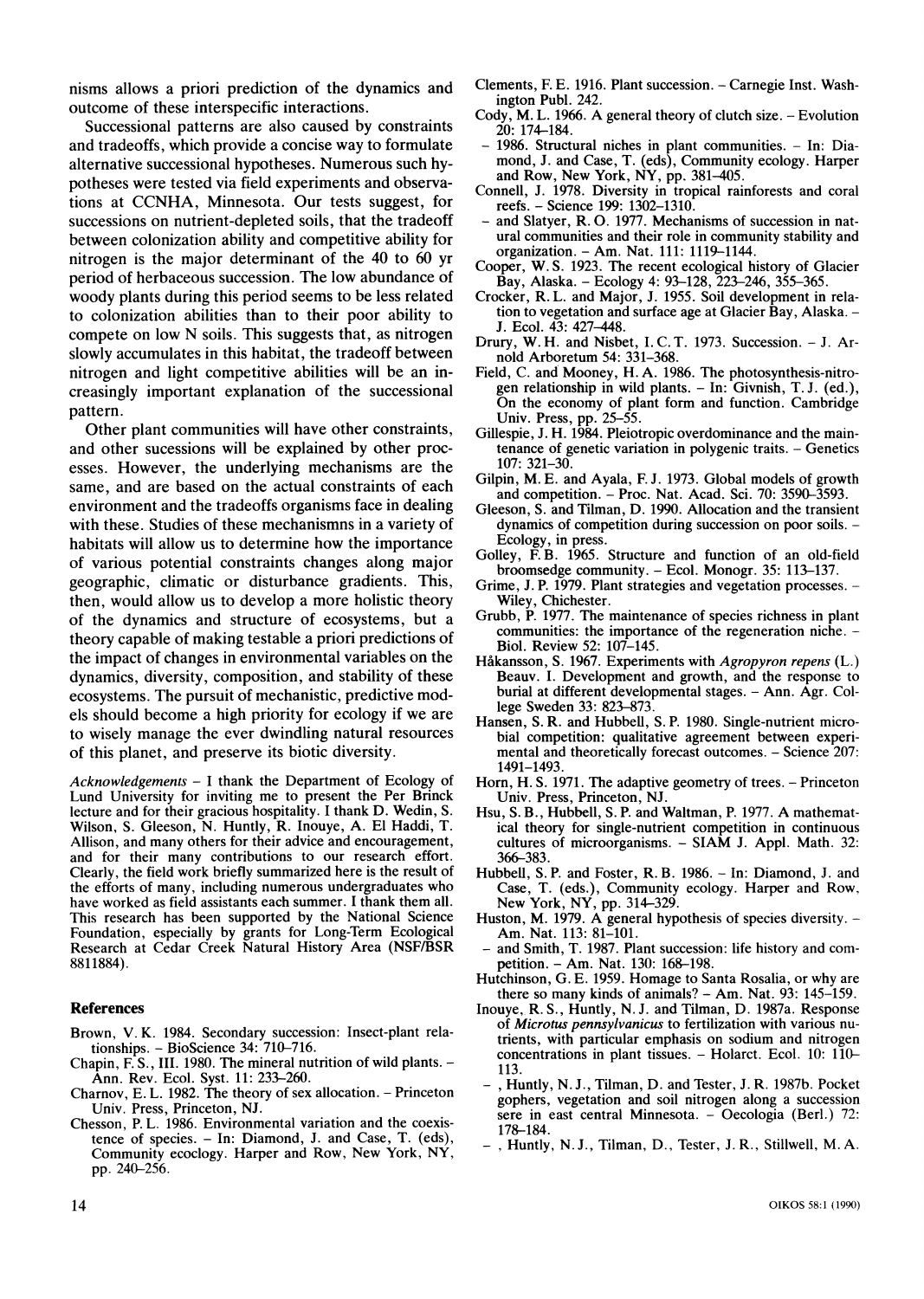nisms allows a priori prediction of the dynamics and outcome of these interspecific interactions.

Successional patterns are also caused by constraints and tradeoffs, which provide a concise way to formulate alternative successional hypotheses. Numerous such hypotheses were tested via field experiments and observations at CCNHA, Minnesota. Our tests suggest, for successions on nutrient-depleted soils, that the tradeoff between colonization ability and competitive ability for nitrogen is the major determinant of the 40 to 60 yr period of herbaceous succession. The low abundance of woody plants during this period seems to be less related to colonization abilities than to their poor ability to compete on low N soils. This suggests that, as nitrogen slowly accumulates in this habitat, the tradeoff between nitrogen and light competitive abilities will be an increasingly important explanation of the successional pattern.

Other plant communities will have other constraints, and other sucessions will be explained by other processes. However, the underlying mechanisms are the same, and are based on the actual constraints of each environment and the tradeoffs organisms face in dealing with these. Studies of these mechanismns in a variety of habitats will allow us to determine how the importance of various potential constraints changes along major geographic, climatic or disturbance gradients. This, then, would allow us to develop a more holistic theory of the dynamics and structure of ecosystems, but a theory capable of making testable a priori predictions of the impact of changes in environmental variables on the dynamics, diversity, composition, and stability of these ecosystems. The pursuit of mechanistic, predictive models should become a high priority for ecology if we are to wisely manage the ever dwindling natural resources of this planet, and preserve its biotic diversity.

*Acknowledgements* – I thank the Department of Ecology of Lund University for inviting me to present the Per Brinck lecture and for their gracious hospitality. I thank D. Wedin, S. Wilson, S. Gleeson, N. Huntly, R. Inouye, A. El Haddi, T. Allison, and many others for their advice and encouragement, and for their many contributions to our research effort. Clearly, the field work briefly summarized here is the result of the efforts of many, including numerous undergraduates who have worked as field assistants each summer. I thank them all. This research has been supported by the National Science Foundation, especially by grants for Long-Term Ecological Research at Cedar Creek Natural History Area (NSF/BSR 8811884).

## References

Brown, V. K. 1984. Secondary succession: Insect-plant relationships. – BioScience 34: 710–716.

Chapin, F. S., III. 1980. The mineral nutrition of wild plants. – Ann. Rev. Ecol. Syst. 11: 233–260.

Charnov, E. L. 1982. The theory of sex allocation. – Princeton Univ. Press, Princeton, NJ.

Chesson, P. L. 1986. Environmental variation and the coexistence of species. – In: Diamond, J. and Case, T. (eds), Community ecoclogy. Harper and Row, New York, NY, pp. 240–256.

Clements, F. E. 1916. Plant succession. – Carnegie Inst. Washington Publ. 242.

Cody, M. L. 1966. A general theory of clutch size. – Evolution 20: 174–184.

– 1986. Structural niches in plant communities. – In: Diamond, J. and Case, T. (eds), Community ecology. Harper and Row, New York, NY, pp. 381–405.

Connell, J. 1978. Diversity in tropical rainforests and coral reefs. – Science 199: 1302–1310.

– and Slatyer, R. O. 1977. Mechanisms of succession in natural communities and their role in community stability and organization. – Am. Nat. 111: 1119–1144.

Cooper, W. S. 1923. The recent ecological history of Glacier Bay, Alaska. – Ecology 4: 93–128, 223–246, 355–365.

Crocker, R. L. and Major, J. 1955. Soil development in relation to vegetation and surface age at Glacier Bay, Alaska. – J. Ecol. 43: 427–448.

Drury, W. H. and Nisbet, I. C. T. 1973. Succession. – J. Arnold Arboretum 54: 331–368.

Field, C. and Mooney, H. A. 1986. The photosynthesis-nitrogen relationship in wild plants. – In: Givnish, T. J. (ed.), On the economy of plant form and function. Cambridge Univ. Press, pp. 25–55.

Gillespie, J. H. 1984. Pleiotropic overdominance and the maintenance of genetic variation in polygenic traits. – Genetics 107: 321–30.

Gilpin, M. E. and Ayala, F. J. 1973. Global models of growth and competition. – Proc. Nat. Acad. Sci. 70: 3590–3593.

Gleeson, S. and Tilman, D. 1990. Allocation and the transient dynamics of competition during succession on poor soils. – Ecology, in press.

Golley, F. B. 1965. Structure and function of an old-field broomsedge community. – Ecol. Monogr. 35: 113–137.

Grime, J. P. 1979. Plant strategies and vegetation processes. – Wiley, Chichester.

Grubb, P. 1977. The maintenance of species richness in plant communities: the importance of the regeneration niche. – Biol. Review 52: 107–145.

Håkansson, S. 1967. Experiments with *Agropyron repens* (L.) Beauv. I. Development and growth, and the response to burial at different developmental stages. – Ann. Agr. College Sweden 33: 823–873.

Hansen, S. R. and Hubbell, S. P. 1980. Single-nutrient microbial competition: qualitative agreement between experimental and theoretically forecast outcomes. – Science 207: 1491–1493.

Horn, H. S. 1971. The adaptive geometry of trees. – Princeton Univ. Press, Princeton, NJ.

Hsu, S. B., Hubbell, S. P. and Waltman, P. 1977. A mathematical theory for single-nutrient competition in continuous cultures of microorganisms. – SIAM J. Appl. Math. 32: 366–383.

Hubbell, S. P. and Foster, R. B. 1986. – In: Diamond, J. and Case, T. (eds.), Community ecology. Harper and Row, New York, NY, pp. 314–329.

Huston, M. 1979. A general hypothesis of species diversity. – Am. Nat. 113: 81–101.

– and Smith, T. 1987. Plant succession: life history and competition. – Am. Nat. 130: 168–198.

Hutchinson, G. E. 1959. Homage to Santa Rosalia, or why are there so many kinds of animals? – Am. Nat. 93: 145–159.

Inouye, R. S., Huntly, N. J. and Tilman, D. 1987a. Response of *Microtus pennsylvanicus* to fertilization with various nutrients, with particular emphasis on sodium and nitrogen concentrations in plant tissues. – Holarct. Ecol. 10: 110–113.

– , Huntly, N. J., Tilman, D. and Tester, J. R. 1987b. Pocket gophers, vegetation and soil nitrogen along a succession sere in east central Minnesota. – Oecologia (Berl.) 72: 178–184.

– , Huntly, N. J., Tilman, D., Tester, J. R., Stillwell, M. A.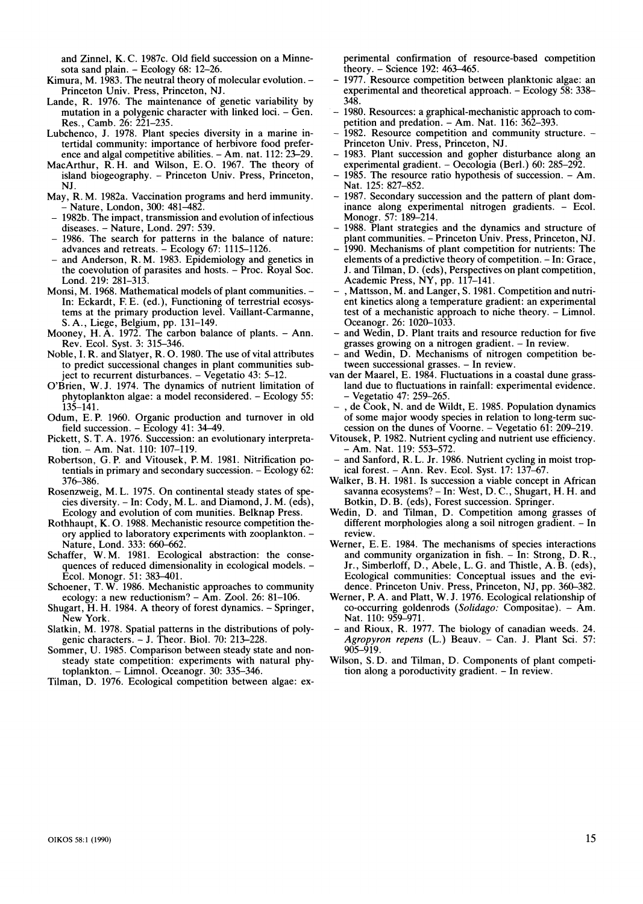and Zinnel, K. C. 1987c. Old field succession on a Minnesota sand plain. – Ecology 68: 12–26.

Kimura, M. 1983. The neutral theory of molecular evolution. – Princeton Univ. Press, Princeton, NJ.

Lande, R. 1976. The maintenance of genetic variability by mutation in a polygenic character with linked loci. – Gen. Res., Camb. 26: 221–235.

Lubchenco, J. 1978. Plant species diversity in a marine intertidal community: importance of herbivore food preference and algal competitive abilities. – Am. nat. 112: 23–29.

MacArthur, R. H. and Wilson, E. O. 1967. The theory of island biogeography. – Princeton Univ. Press, Princeton, NJ.

May, R. M. 1982a. Vaccination programs and herd immunity. – Nature, London, 300: 481–482.

– 1982b. The impact, transmission and evolution of infectious diseases. – Nature, Lond. 297: 539.

– 1986. The search for patterns in the balance of nature: advances and retreats. – Ecology 67: 1115–1126.

– and Anderson, R. M. 1983. Epidemiology and genetics in the coevolution of parasites and hosts. – Proc. Royal Soc. Lond. 219: 281–313.

Monsi, M. 1968. Mathematical models of plant communities. – In: Eckardt, F. E. (ed.), Functioning of terrestrial ecosystems at the primary production level. Vaillant-Carmanne, S. A., Liege, Belgium, pp. 131–149.

Mooney, H. A. 1972. The carbon balance of plants. – Ann. Rev. Ecol. Syst. 3: 315–346.

Noble, I. R. and Slatyer, R. O. 1980. The use of vital attributes to predict successional changes in plant communities subject to recurrent disturbances. – Vegetatio 43: 5–12.

O'Brien, W. J. 1974. The dynamics of nutrient limitation of phytoplankton algae: a model reconsidered. – Ecology 55: 135–141.

Odum, E. P. 1960. Organic production and turnover in old field succession. – Ecology 41: 34–49.

Pickett, S. T. A. 1976. Succession: an evolutionary interpretation. – Am. Nat. 110: 107–119.

Robertson, G. P. and Vitousek, P. M. 1981. Nitrification potentials in primary and secondary succession. – Ecology 62: 376–386.

Rosenzweig, M. L. 1975. On continental steady states of species diversity. – In: Cody, M. L. and Diamond, J. M. (eds), Ecology and evolution of com munities. Belknap Press.

Rothhaupt, K. O. 1988. Mechanistic resource competition theory applied to laboratory experiments with zooplankton. – Nature, Lond. 333: 660–662.

Schaffer, W. M. 1981. Ecological abstraction: the consequences of reduced dimensionality in ecological models. – Ecol. Monogr. 51: 383–401.

Schoener, T. W. 1986. Mechanistic approaches to community ecology: a new reductionism? – Am. Zool. 26: 81–106.

Shugart, H. H. 1984. A theory of forest dynamics. – Springer, New York.

Slatkin, M. 1978. Spatial patterns in the distributions of polygenic characters. – J. Theor. Biol. 70: 213–228.

Sommer, U. 1985. Comparison between steady state and non-steady state competition: experiments with natural phytoplankton. – Limnol. Oceanogr. 30: 335–346.

Tilman, D. 1976. Ecological competition between algae: experimental confirmation of resource-based competition theory. – Science 192: 463–465.

– 1977. Resource competition between planktonic algae: an experimental and theoretical approach. – Ecology 58: 338–348.

– 1980. Resources: a graphical-mechanistic approach to competition and predation. – Am. Nat. 116: 362–393.

– 1982. Resource competition and community structure. – Princeton Univ. Press, Princeton, NJ.

– 1983. Plant succession and gopher disturbance along an experimental gradient. – Oecologia (Berl.) 60: 285–292.

– 1985. The resource ratio hypothesis of succession. – Am. Nat. 125: 827–852.

– 1987. Secondary succession and the pattern of plant dominance along experimental nitrogen gradients. – Ecol. Monogr. 57: 189–214.

– 1988. Plant strategies and the dynamics and structure of plant communities. – Princeton Univ. Press, Princeton, NJ.

– 1990. Mechanisms of plant competition for nutrients: The elements of a predictive theory of competition. – In: Grace, J. and Tilman, D. (eds), Perspectives on plant competition, Academic Press, NY, pp. 117–141.

– , Mattsson, M. and Langer, S. 1981. Competition and nutrient kinetics along a temperature gradient: an experimental test of a mechanistic approach to niche theory. – Limnol. Oceanogr. 26: 1020–1033.

– and Wedin, D. Plant traits and resource reduction for five grasses growing on a nitrogen gradient. – In review.

– and Wedin, D. Mechanisms of nitrogen competition between successional grasses. – In review.

van der Maarel, E. 1984. Fluctuations in a coastal dune grassland due to fluctuations in rainfall: experimental evidence. – Vegetatio 47: 259–265.

– , de Cook, N. and de Wildt, E. 1985. Population dynamics of some major woody species in relation to long-term succession on the dunes of Voorne. – Vegetatio 61: 209–219.

Vitousek, P. 1982. Nutrient cycling and nutrient use efficiency. – Am. Nat. 119: 553–572.

– and Sanford, R. L. Jr. 1986. Nutrient cycling in moist tropical forest. – Ann. Rev. Ecol. Syst. 17: 137–67.

Walker, B. H. 1981. Is succession a viable concept in African savanna ecosystems? – In: West, D. C., Shugart, H. H. and Botkin, D. B. (eds), Forest succession. Springer.

Wedin, D. and Tilman, D. Competition among grasses of different morphologies along a soil nitrogen gradient. – In review.

Werner, E. E. 1984. The mechanisms of species interactions and community organization in fish. – In: Strong, D. R., Jr., Simberloff, D., Abele, L. G. and Thistle, A. B. (eds), Ecological communities: Conceptual issues and the evidence. Princeton Univ. Press, Princeton, NJ, pp. 360–382.

Werner, P. A. and Platt, W. J. 1976. Ecological relationship of co-occurring goldenrods (*Solidago:* Compositae). – Am. Nat. 110: 959–971.

– and Rioux, R. 1977. The biology of canadian weeds. 24. *Agropyron repens* (L.) Beauv. – Can. J. Plant Sci. 57: 905–919.

Wilson, S. D. and Tilman, D. Components of plant competition along a poroductivity gradient. – In review.